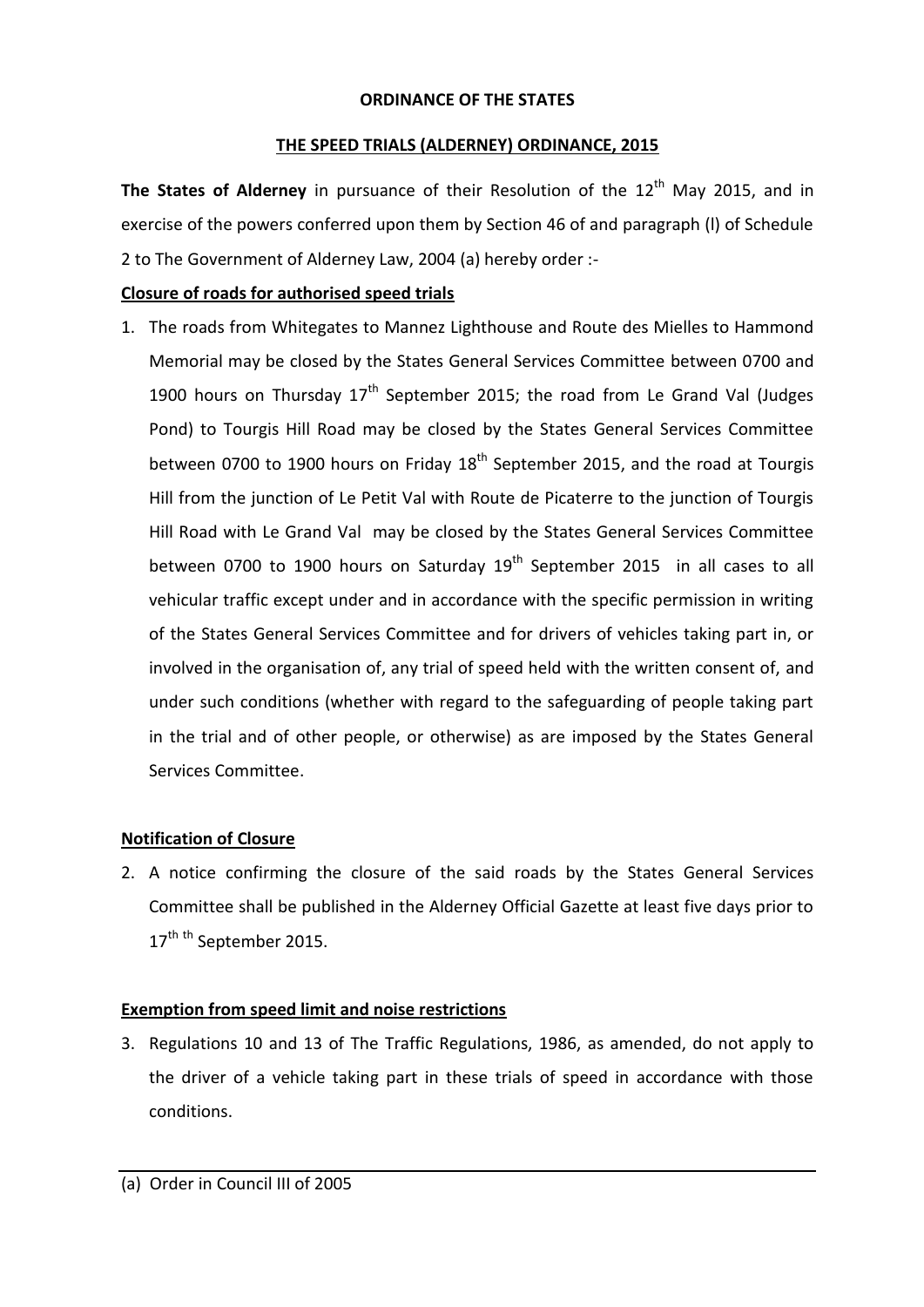**ORDINANCE OF THE STATES**

**THE SPEED TRIALS (ALDERNEY) ORDINANCE, 2015**

**The States of Alderney** in pursuance of their Resolution of the 12th May 2015, and in exercise of the powers conferred upon them by Section 46 of and paragraph (l) of Schedule 2 to The Government of Alderney Law, 2004 (a) hereby order :-

**Closure of roads for authorised speed trials**

1. The roads from Whitegates to Mannez Lighthouse and Route des Mielles to Hammond Memorial may be closed by the States General Services Committee between 0700 and 1900 hours on Thursday 17th September 2015; the road from Le Grand Val (Judges Pond) to Tourgis Hill Road may be closed by the States General Services Committee between 0700 to 1900 hours on Friday 18th September 2015, and the road at Tourgis Hill from the junction of Le Petit Val with Route de Picaterre to the junction of Tourgis Hill Road with Le Grand Val may be closed by the States General Services Committee between 0700 to 1900 hours on Saturday 19th September 2015 in all cases to all vehicular traffic except under and in accordance with the specific permission in writing of the States General Services Committee and for drivers of vehicles taking part in, or involved in the organisation of, any trial of speed held with the written consent of, and under such conditions (whether with regard to the safeguarding of people taking part in the trial and of other people, or otherwise) as are imposed by the States General Services Committee.

**Notification of Closure**

2. A notice confirming the closure of the said roads by the States General Services Committee shall be published in the Alderney Official Gazette at least five days prior to 17th th September 2015.

**Exemption from speed limit and noise restrictions**

3. Regulations 10 and 13 of The Traffic Regulations, 1986, as amended, do not apply to the driver of a vehicle taking part in these trials of speed in accordance with those conditions.

---

(a) Order in Council III of 2005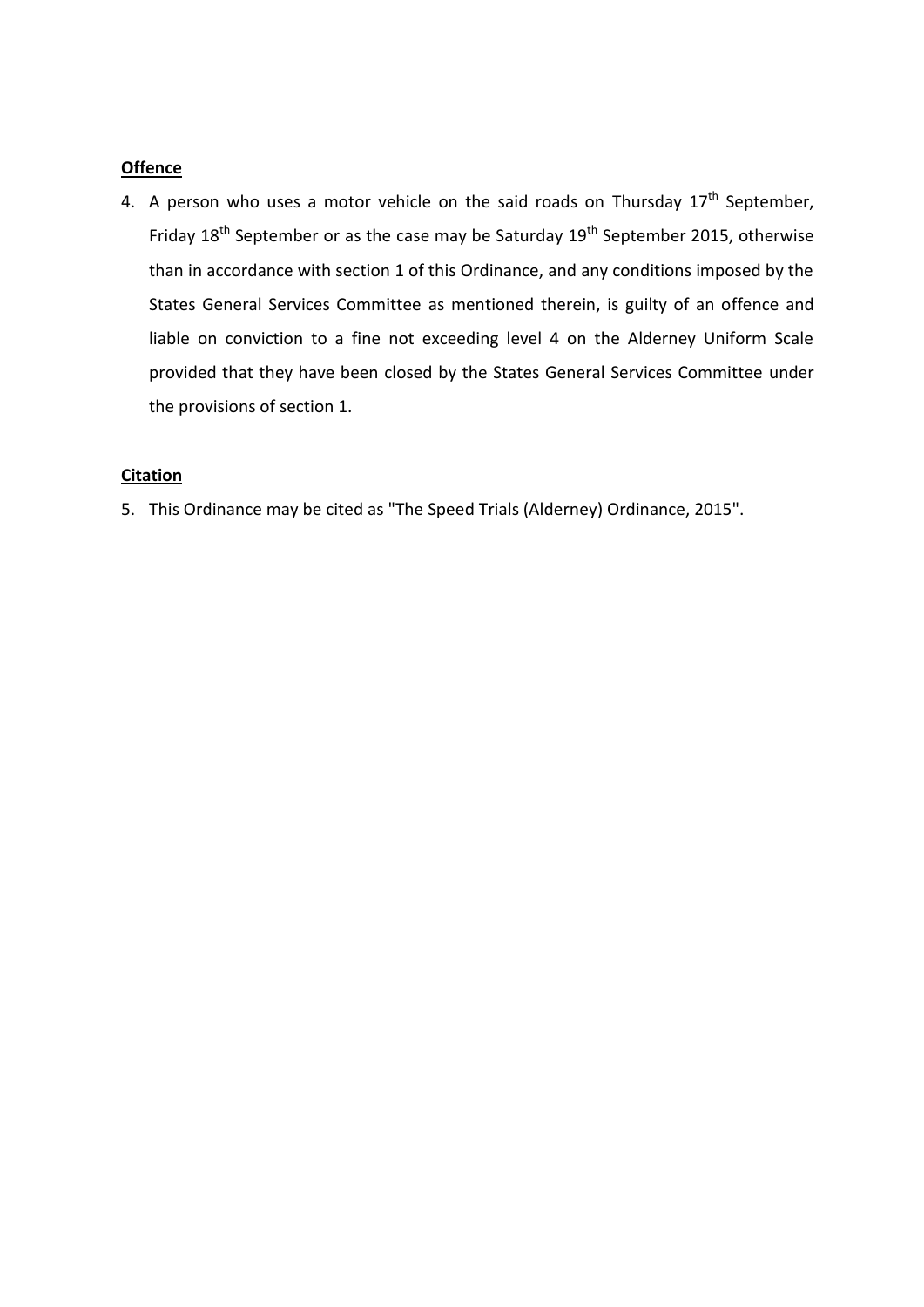**Offence**

4. A person who uses a motor vehicle on the said roads on Thursday 17th September, Friday 18th September or as the case may be Saturday 19th September 2015, otherwise than in accordance with section 1 of this Ordinance, and any conditions imposed by the States General Services Committee as mentioned therein, is guilty of an offence and liable on conviction to a fine not exceeding level 4 on the Alderney Uniform Scale provided that they have been closed by the States General Services Committee under the provisions of section 1.

**Citation**

5. This Ordinance may be cited as "The Speed Trials (Alderney) Ordinance, 2015".